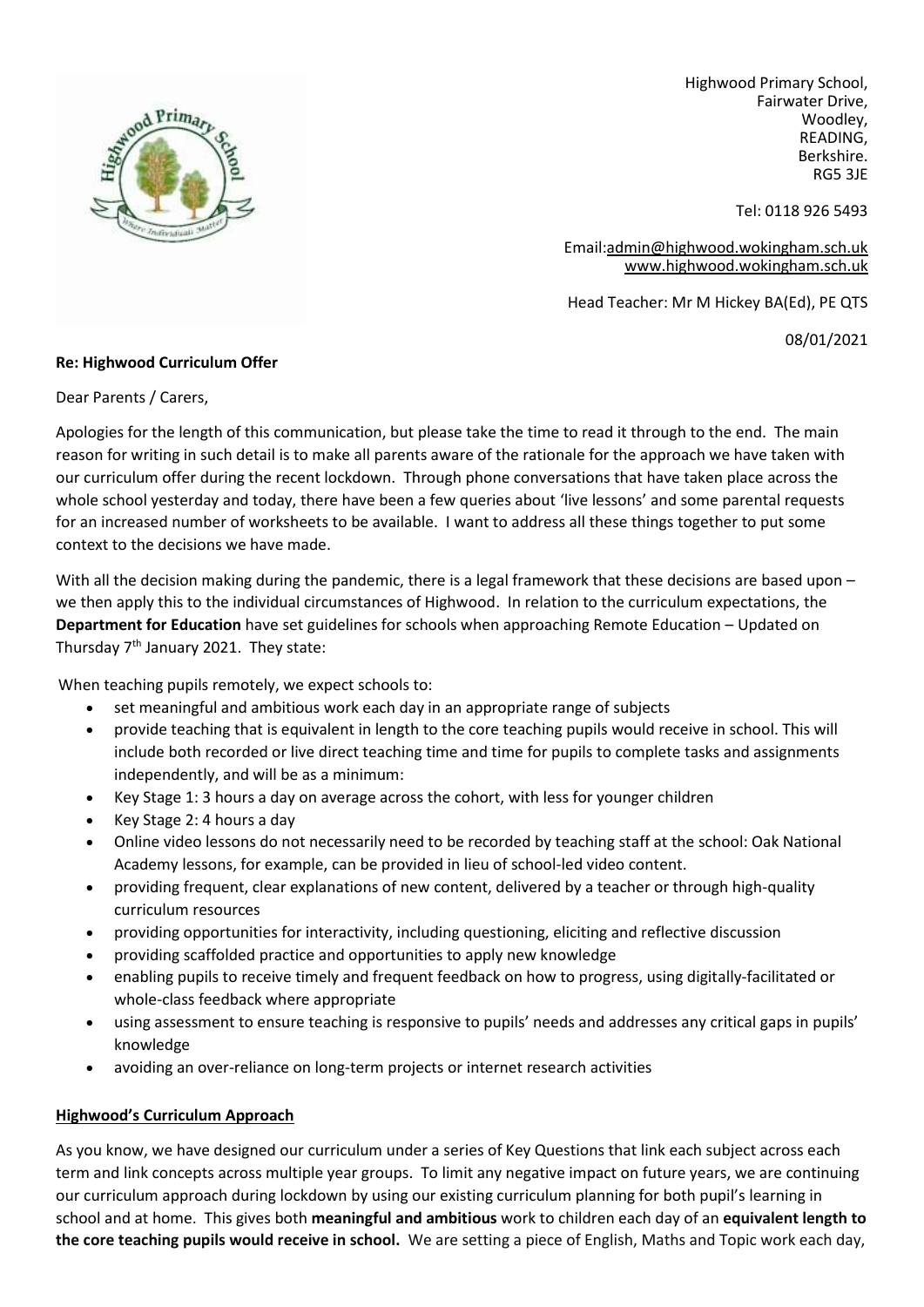Highwood Primary School,
Fairwater Drive,
Woodley,
READING,
Berkshire.
RG5 3JE

Tel: 0118 926 5493

Email:admin@highwood.wokingham.sch.uk
www.highwood.wokingham.sch.uk

Head Teacher: Mr M Hickey BA(Ed), PE QTS

08/01/2021

**Re: Highwood Curriculum Offer**

Dear Parents / Carers,

Apologies for the length of this communication, but please take the time to read it through to the end. The main reason for writing in such detail is to make all parents aware of the rationale for the approach we have taken with our curriculum offer during the recent lockdown. Through phone conversations that have taken place across the whole school yesterday and today, there have been a few queries about 'live lessons' and some parental requests for an increased number of worksheets to be available. I want to address all these things together to put some context to the decisions we have made.

With all the decision making during the pandemic, there is a legal framework that these decisions are based upon – we then apply this to the individual circumstances of Highwood. In relation to the curriculum expectations, the **Department for Education** have set guidelines for schools when approaching Remote Education – Updated on Thursday 7th January 2021. They state:

When teaching pupils remotely, we expect schools to:

- set meaningful and ambitious work each day in an appropriate range of subjects
- provide teaching that is equivalent in length to the core teaching pupils would receive in school. This will include both recorded or live direct teaching time and time for pupils to complete tasks and assignments independently, and will be as a minimum:
- Key Stage 1: 3 hours a day on average across the cohort, with less for younger children
- Key Stage 2: 4 hours a day
- Online video lessons do not necessarily need to be recorded by teaching staff at the school: Oak National Academy lessons, for example, can be provided in lieu of school-led video content.
- providing frequent, clear explanations of new content, delivered by a teacher or through high-quality curriculum resources
- providing opportunities for interactivity, including questioning, eliciting and reflective discussion
- providing scaffolded practice and opportunities to apply new knowledge
- enabling pupils to receive timely and frequent feedback on how to progress, using digitally-facilitated or whole-class feedback where appropriate
- using assessment to ensure teaching is responsive to pupils' needs and addresses any critical gaps in pupils' knowledge
- avoiding an over-reliance on long-term projects or internet research activities

**Highwood's Curriculum Approach**

As you know, we have designed our curriculum under a series of Key Questions that link each subject across each term and link concepts across multiple year groups. To limit any negative impact on future years, we are continuing our curriculum approach during lockdown by using our existing curriculum planning for both pupil's learning in school and at home. This gives both **meaningful and ambitious** work to children each day of an **equivalent length to the core teaching pupils would receive in school.** We are setting a piece of English, Maths and Topic work each day,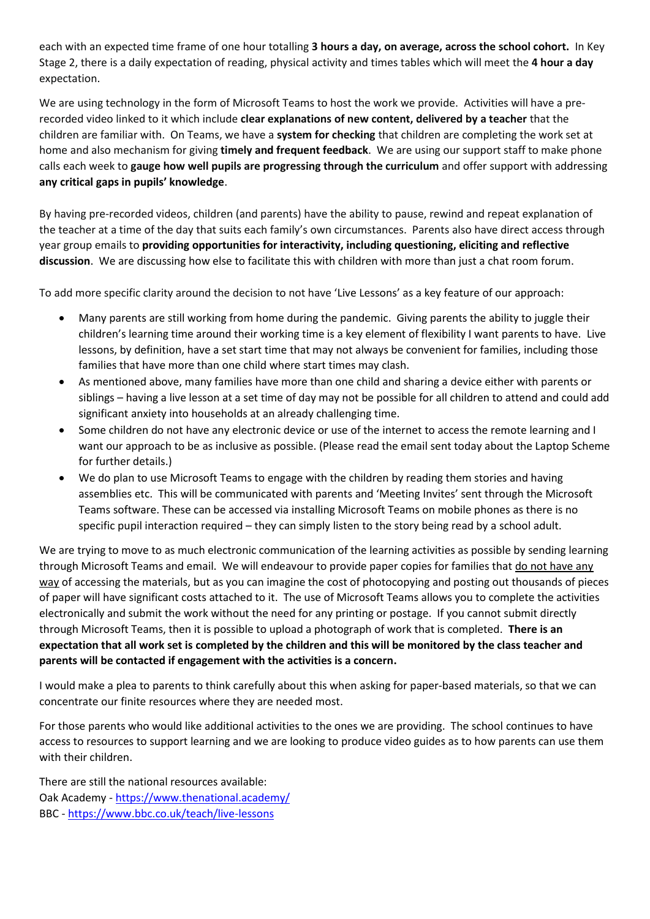each with an expected time frame of one hour totalling **3 hours a day, on average, across the school cohort.** In Key Stage 2, there is a daily expectation of reading, physical activity and times tables which will meet the **4 hour a day** expectation.

We are using technology in the form of Microsoft Teams to host the work we provide. Activities will have a pre-recorded video linked to it which include **clear explanations of new content, delivered by a teacher** that the children are familiar with. On Teams, we have a **system for checking** that children are completing the work set at home and also mechanism for giving **timely and frequent feedback**. We are using our support staff to make phone calls each week to **gauge how well pupils are progressing through the curriculum** and offer support with addressing **any critical gaps in pupils' knowledge**.

By having pre-recorded videos, children (and parents) have the ability to pause, rewind and repeat explanation of the teacher at a time of the day that suits each family's own circumstances. Parents also have direct access through year group emails to **providing opportunities for interactivity, including questioning, eliciting and reflective discussion**. We are discussing how else to facilitate this with children with more than just a chat room forum.

To add more specific clarity around the decision to not have 'Live Lessons' as a key feature of our approach:

- Many parents are still working from home during the pandemic. Giving parents the ability to juggle their children's learning time around their working time is a key element of flexibility I want parents to have. Live lessons, by definition, have a set start time that may not always be convenient for families, including those families that have more than one child where start times may clash.
- As mentioned above, many families have more than one child and sharing a device either with parents or siblings – having a live lesson at a set time of day may not be possible for all children to attend and could add significant anxiety into households at an already challenging time.
- Some children do not have any electronic device or use of the internet to access the remote learning and I want our approach to be as inclusive as possible. (Please read the email sent today about the Laptop Scheme for further details.)
- We do plan to use Microsoft Teams to engage with the children by reading them stories and having assemblies etc. This will be communicated with parents and 'Meeting Invites' sent through the Microsoft Teams software. These can be accessed via installing Microsoft Teams on mobile phones as there is no specific pupil interaction required – they can simply listen to the story being read by a school adult.

We are trying to move to as much electronic communication of the learning activities as possible by sending learning through Microsoft Teams and email. We will endeavour to provide paper copies for families that <u>do not have any way</u> of accessing the materials, but as you can imagine the cost of photocopying and posting out thousands of pieces of paper will have significant costs attached to it. The use of Microsoft Teams allows you to complete the activities electronically and submit the work without the need for any printing or postage. If you cannot submit directly through Microsoft Teams, then it is possible to upload a photograph of work that is completed. **There is an expectation that all work set is completed by the children and this will be monitored by the class teacher and parents will be contacted if engagement with the activities is a concern.**

I would make a plea to parents to think carefully about this when asking for paper-based materials, so that we can concentrate our finite resources where they are needed most.

For those parents who would like additional activities to the ones we are providing. The school continues to have access to resources to support learning and we are looking to produce video guides as to how parents can use them with their children.

There are still the national resources available:
Oak Academy - [https://www.thenational.academy/](https://www.thenational.academy/)
BBC - [https://www.bbc.co.uk/teach/live-lessons](https://www.bbc.co.uk/teach/live-lessons)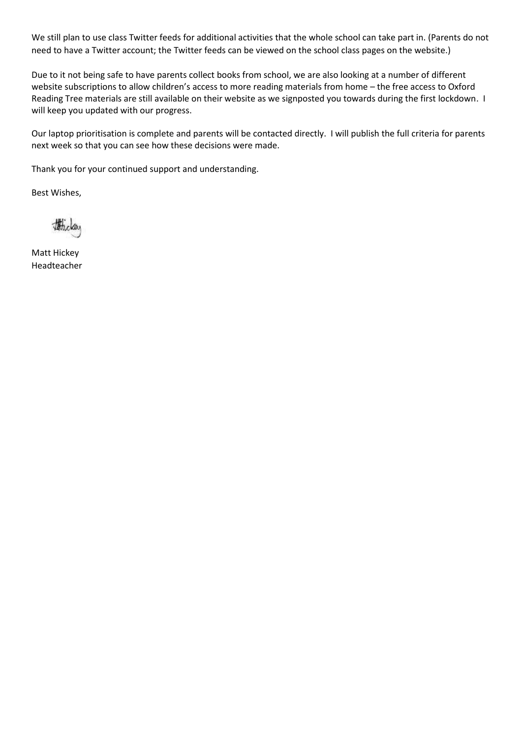We still plan to use class Twitter feeds for additional activities that the whole school can take part in. (Parents do not need to have a Twitter account; the Twitter feeds can be viewed on the school class pages on the website.)

Due to it not being safe to have parents collect books from school, we are also looking at a number of different website subscriptions to allow children's access to more reading materials from home – the free access to Oxford Reading Tree materials are still available on their website as we signposted you towards during the first lockdown. I will keep you updated with our progress.

Our laptop prioritisation is complete and parents will be contacted directly. I will publish the full criteria for parents next week so that you can see how these decisions were made.

Thank you for your continued support and understanding.

Best Wishes,

Matt Hickey
Headteacher